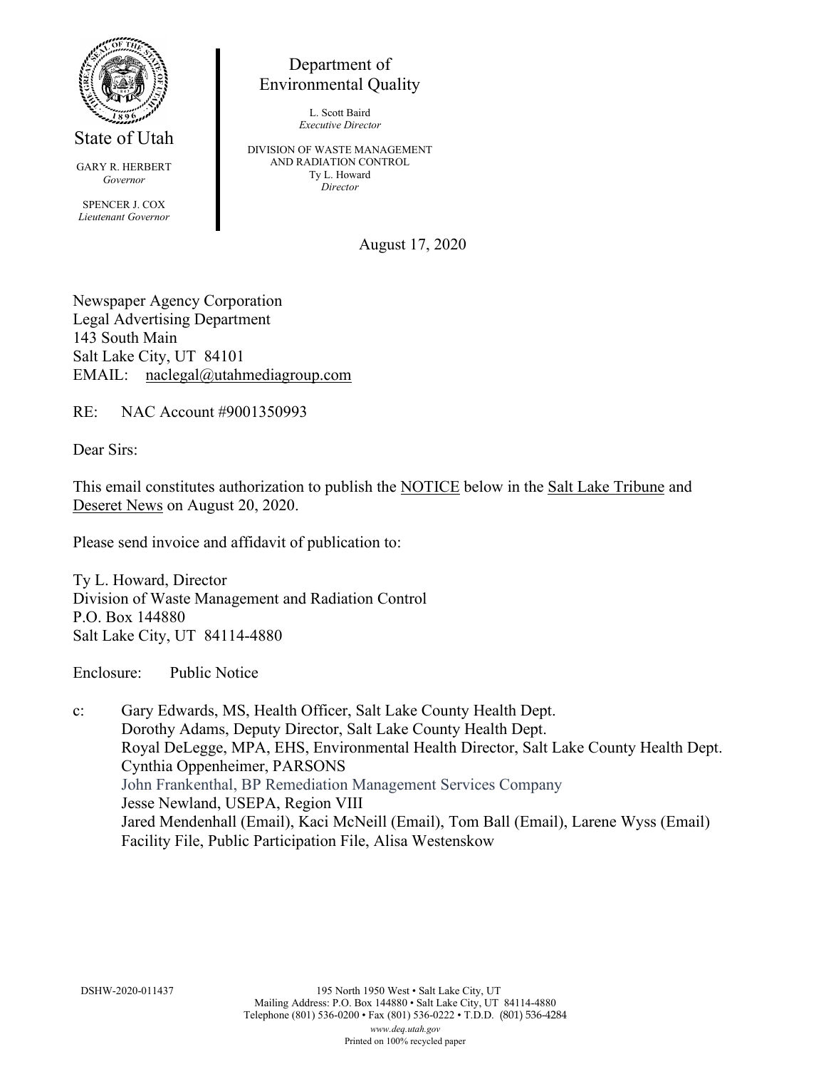State of Utah

GARY R. HERBERT
*Governor*

SPENCER J. COX
*Lieutenant Governor*

Department of
Environmental Quality

L. Scott Baird
*Executive Director*

DIVISION OF WASTE MANAGEMENT
AND RADIATION CONTROL
Ty L. Howard
*Director*

August 17, 2020

Newspaper Agency Corporation
Legal Advertising Department
143 South Main
Salt Lake City, UT 84101
EMAIL: naclegal@utahmediagroup.com

RE: NAC Account #9001350993

Dear Sirs:

This email constitutes authorization to publish the NOTICE below in the Salt Lake Tribune and Deseret News on August 20, 2020.

Please send invoice and affidavit of publication to:

Ty L. Howard, Director
Division of Waste Management and Radiation Control
P.O. Box 144880
Salt Lake City, UT 84114-4880

Enclosure: Public Notice

c: Gary Edwards, MS, Health Officer, Salt Lake County Health Dept.
Dorothy Adams, Deputy Director, Salt Lake County Health Dept.
Royal DeLegge, MPA, EHS, Environmental Health Director, Salt Lake County Health Dept.
Cynthia Oppenheimer, PARSONS
John Frankenthal, BP Remediation Management Services Company
Jesse Newland, USEPA, Region VIII
Jared Mendenhall (Email), Kaci McNeill (Email), Tom Ball (Email), Larene Wyss (Email)
Facility File, Public Participation File, Alisa Westenskow

DSHW-2020-011437

195 North 1950 West • Salt Lake City, UT
Mailing Address: P.O. Box 144880 • Salt Lake City, UT 84114-4880
Telephone (801) 536-0200 • Fax (801) 536-0222 • T.D.D. (801) 536-4284
*www.deq.utah.gov*
Printed on 100% recycled paper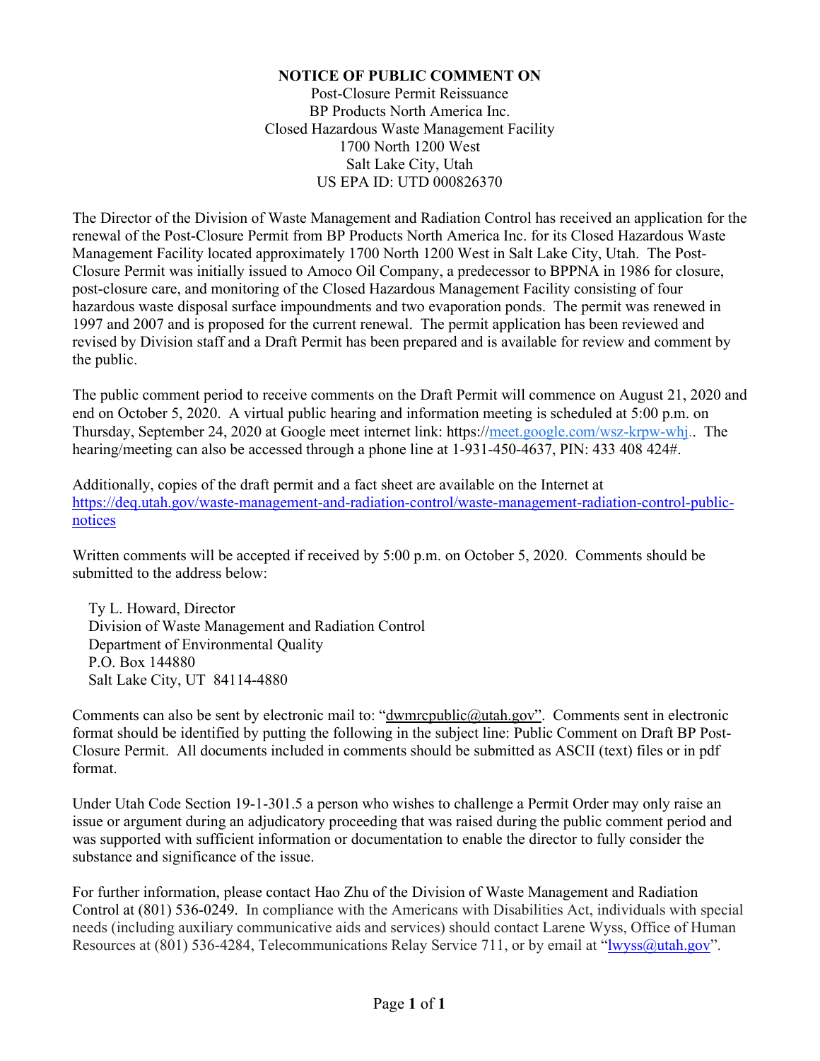**NOTICE OF PUBLIC COMMENT ON**
Post-Closure Permit Reissuance
BP Products North America Inc.
Closed Hazardous Waste Management Facility
1700 North 1200 West
Salt Lake City, Utah
US EPA ID: UTD 000826370

The Director of the Division of Waste Management and Radiation Control has received an application for the renewal of the Post-Closure Permit from BP Products North America Inc. for its Closed Hazardous Waste Management Facility located approximately 1700 North 1200 West in Salt Lake City, Utah. The Post-Closure Permit was initially issued to Amoco Oil Company, a predecessor to BPPNA in 1986 for closure, post-closure care, and monitoring of the Closed Hazardous Management Facility consisting of four hazardous waste disposal surface impoundments and two evaporation ponds. The permit was renewed in 1997 and 2007 and is proposed for the current renewal. The permit application has been reviewed and revised by Division staff and a Draft Permit has been prepared and is available for review and comment by the public.

The public comment period to receive comments on the Draft Permit will commence on August 21, 2020 and end on October 5, 2020. A virtual public hearing and information meeting is scheduled at 5:00 p.m. on Thursday, September 24, 2020 at Google meet internet link: https://meet.google.com/wsz-krpw-whj.. The hearing/meeting can also be accessed through a phone line at 1-931-450-4637, PIN: 433 408 424#.

Additionally, copies of the draft permit and a fact sheet are available on the Internet at https://deq.utah.gov/waste-management-and-radiation-control/waste-management-radiation-control-public-notices

Written comments will be accepted if received by 5:00 p.m. on October 5, 2020. Comments should be submitted to the address below:

Ty L. Howard, Director
Division of Waste Management and Radiation Control
Department of Environmental Quality
P.O. Box 144880
Salt Lake City, UT 84114-4880

Comments can also be sent by electronic mail to: "dwmrcpublic@utah.gov". Comments sent in electronic format should be identified by putting the following in the subject line: Public Comment on Draft BP Post-Closure Permit. All documents included in comments should be submitted as ASCII (text) files or in pdf format.

Under Utah Code Section 19-1-301.5 a person who wishes to challenge a Permit Order may only raise an issue or argument during an adjudicatory proceeding that was raised during the public comment period and was supported with sufficient information or documentation to enable the director to fully consider the substance and significance of the issue.

For further information, please contact Hao Zhu of the Division of Waste Management and Radiation Control at (801) 536-0249. In compliance with the Americans with Disabilities Act, individuals with special needs (including auxiliary communicative aids and services) should contact Larene Wyss, Office of Human Resources at (801) 536-4284, Telecommunications Relay Service 711, or by email at "lwyss@utah.gov".